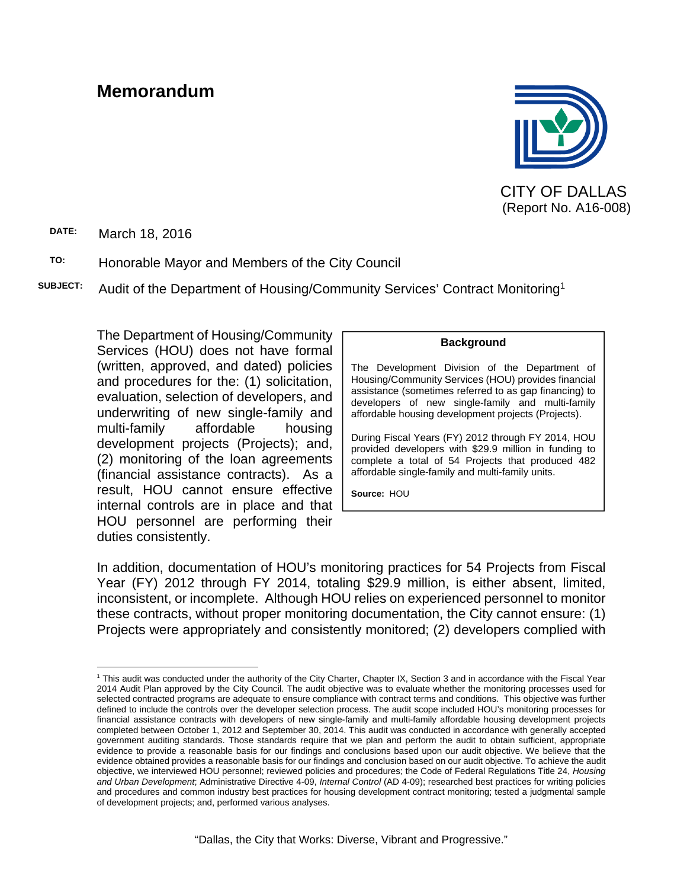# Memorandum

CITY OF DALLAS
(Report No. A16-008)

**DATE:** March 18, 2016

**TO:** Honorable Mayor and Members of the City Council

**SUBJECT:** Audit of the Department of Housing/Community Services' Contract Monitoring[1]

The Department of Housing/Community Services (HOU) does not have formal (written, approved, and dated) policies and procedures for the: (1) solicitation, evaluation, selection of developers, and underwriting of new single-family and multi-family affordable housing development projects (Projects); and, (2) monitoring of the loan agreements (financial assistance contracts). As a result, HOU cannot ensure effective internal controls are in place and that HOU personnel are performing their duties consistently.

> **Background**
>
> The Development Division of the Department of Housing/Community Services (HOU) provides financial assistance (sometimes referred to as gap financing) to developers of new single-family and multi-family affordable housing development projects (Projects).
>
> During Fiscal Years (FY) 2012 through FY 2014, HOU provided developers with $29.9 million in funding to complete a total of 54 Projects that produced 482 affordable single-family and multi-family units.
>
> **Source:** HOU

In addition, documentation of HOU's monitoring practices for 54 Projects from Fiscal Year (FY) 2012 through FY 2014, totaling $29.9 million, is either absent, limited, inconsistent, or incomplete. Although HOU relies on experienced personnel to monitor these contracts, without proper monitoring documentation, the City cannot ensure: (1) Projects were appropriately and consistently monitored; (2) developers complied with

[1] This audit was conducted under the authority of the City Charter, Chapter IX, Section 3 and in accordance with the Fiscal Year 2014 Audit Plan approved by the City Council. The audit objective was to evaluate whether the monitoring processes used for selected contracted programs are adequate to ensure compliance with contract terms and conditions. This objective was further defined to include the controls over the developer selection process. The audit scope included HOU's monitoring processes for financial assistance contracts with developers of new single-family and multi-family affordable housing development projects completed between October 1, 2012 and September 30, 2014. This audit was conducted in accordance with generally accepted government auditing standards. Those standards require that we plan and perform the audit to obtain sufficient, appropriate evidence to provide a reasonable basis for our findings and conclusions based upon our audit objective. We believe that the evidence obtained provides a reasonable basis for our findings and conclusion based on our audit objective. To achieve the audit objective, we interviewed HOU personnel; reviewed policies and procedures; the Code of Federal Regulations Title 24, *Housing and Urban Development*; Administrative Directive 4-09, *Internal Control* (AD 4-09); researched best practices for writing policies and procedures and common industry best practices for housing development contract monitoring; tested a judgmental sample of development projects; and, performed various analyses.

"Dallas, the City that Works: Diverse, Vibrant and Progressive."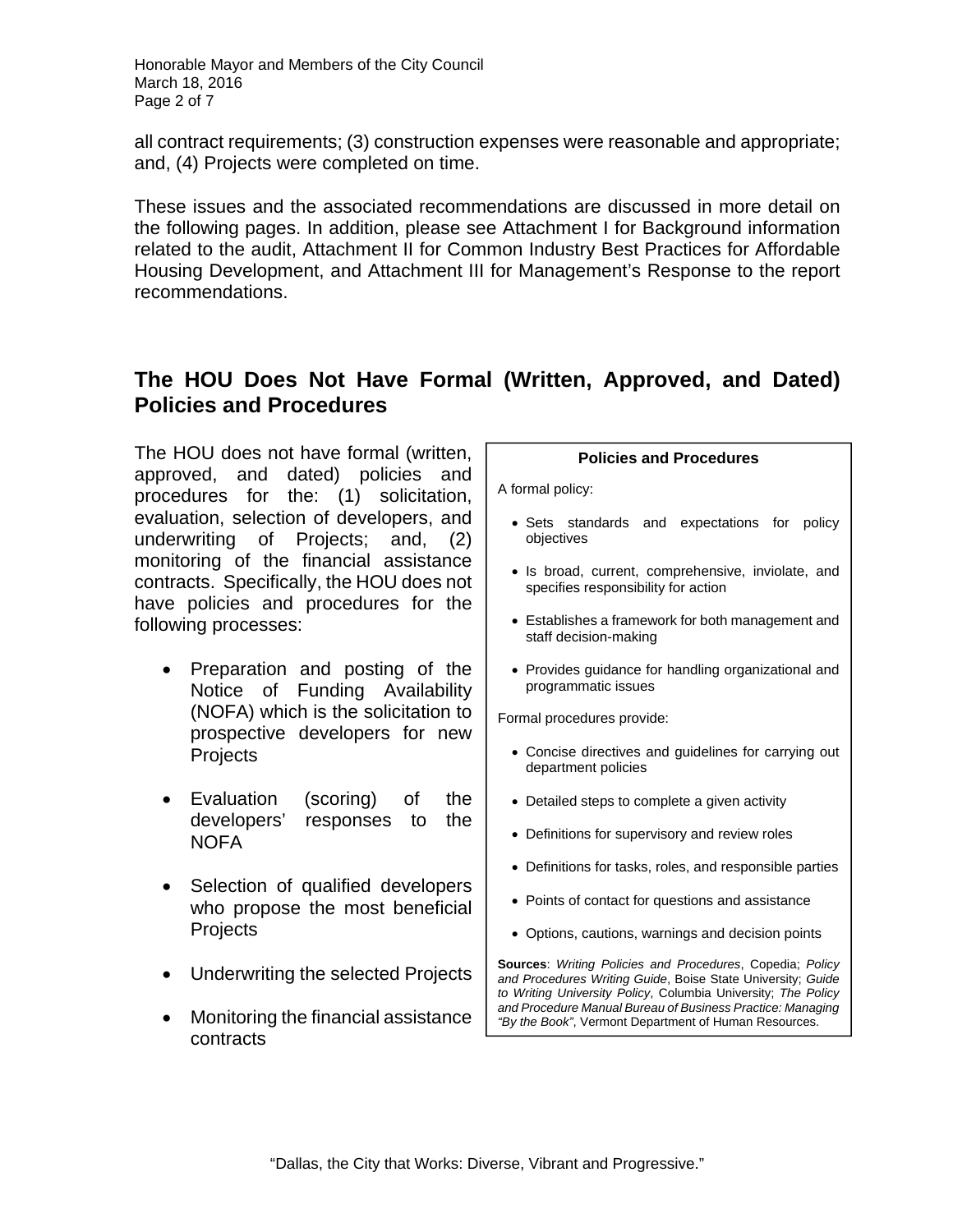all contract requirements; (3) construction expenses were reasonable and appropriate; and, (4) Projects were completed on time.

These issues and the associated recommendations are discussed in more detail on the following pages. In addition, please see Attachment I for Background information related to the audit, Attachment II for Common Industry Best Practices for Affordable Housing Development, and Attachment III for Management's Response to the report recommendations.

## The HOU Does Not Have Formal (Written, Approved, and Dated) Policies and Procedures

The HOU does not have formal (written, approved, and dated) policies and procedures for the: (1) solicitation, evaluation, selection of developers, and underwriting of Projects; and, (2) monitoring of the financial assistance contracts. Specifically, the HOU does not have policies and procedures for the following processes:

- Preparation and posting of the Notice of Funding Availability (NOFA) which is the solicitation to prospective developers for new Projects
- Evaluation (scoring) of the developers' responses to the NOFA
- Selection of qualified developers who propose the most beneficial Projects
- Underwriting the selected Projects
- Monitoring the financial assistance contracts

**Policies and Procedures**

A formal policy:

- Sets standards and expectations for policy objectives
- Is broad, current, comprehensive, inviolate, and specifies responsibility for action
- Establishes a framework for both management and staff decision-making
- Provides guidance for handling organizational and programmatic issues

Formal procedures provide:

- Concise directives and guidelines for carrying out department policies
- Detailed steps to complete a given activity
- Definitions for supervisory and review roles
- Definitions for tasks, roles, and responsible parties
- Points of contact for questions and assistance
- Options, cautions, warnings and decision points

**Sources**: *Writing Policies and Procedures*, Copedia; *Policy and Procedures Writing Guide*, Boise State University; *Guide to Writing University Policy*, Columbia University; *The Policy and Procedure Manual Bureau of Business Practice: Managing "By the Book"*, Vermont Department of Human Resources.

"Dallas, the City that Works: Diverse, Vibrant and Progressive."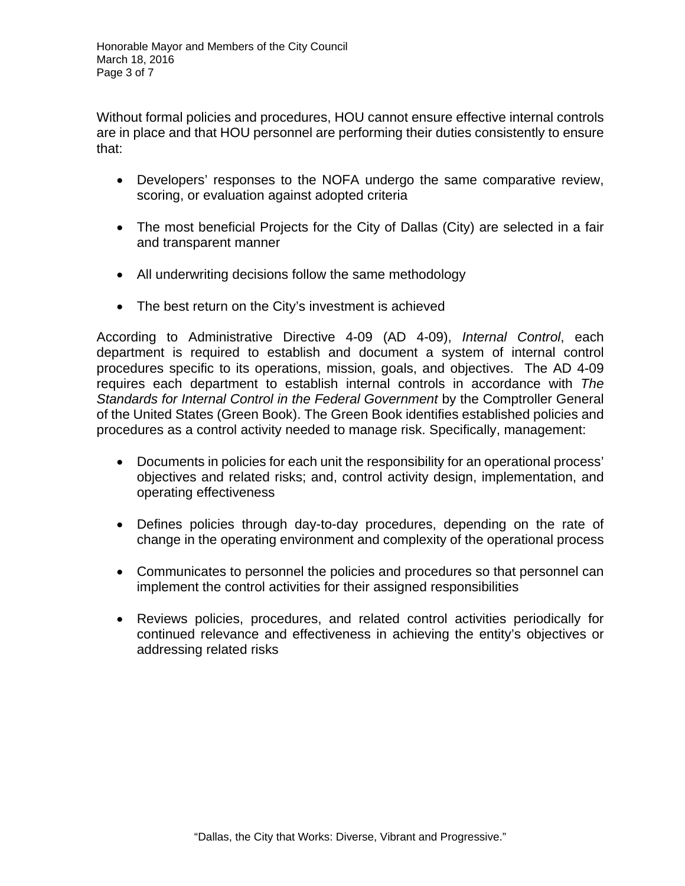Without formal policies and procedures, HOU cannot ensure effective internal controls are in place and that HOU personnel are performing their duties consistently to ensure that:

- Developers' responses to the NOFA undergo the same comparative review, scoring, or evaluation against adopted criteria

- The most beneficial Projects for the City of Dallas (City) are selected in a fair and transparent manner

- All underwriting decisions follow the same methodology

- The best return on the City's investment is achieved

According to Administrative Directive 4-09 (AD 4-09), *Internal Control*, each department is required to establish and document a system of internal control procedures specific to its operations, mission, goals, and objectives. The AD 4-09 requires each department to establish internal controls in accordance with *The Standards for Internal Control in the Federal Government* by the Comptroller General of the United States (Green Book). The Green Book identifies established policies and procedures as a control activity needed to manage risk. Specifically, management:

- Documents in policies for each unit the responsibility for an operational process' objectives and related risks; and, control activity design, implementation, and operating effectiveness

- Defines policies through day-to-day procedures, depending on the rate of change in the operating environment and complexity of the operational process

- Communicates to personnel the policies and procedures so that personnel can implement the control activities for their assigned responsibilities

- Reviews policies, procedures, and related control activities periodically for continued relevance and effectiveness in achieving the entity's objectives or addressing related risks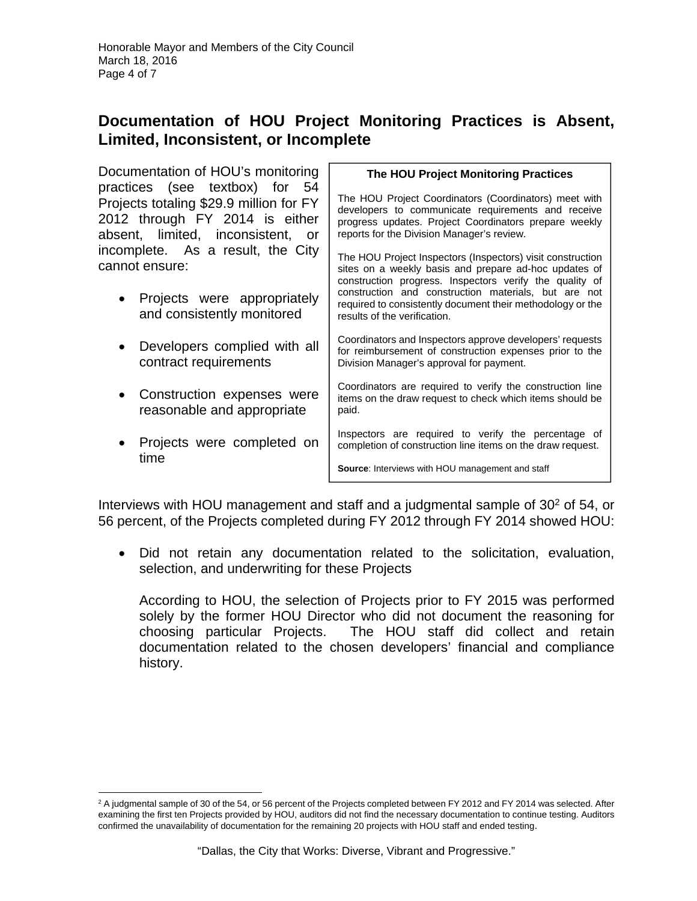## Documentation of HOU Project Monitoring Practices is Absent, Limited, Inconsistent, or Incomplete

Documentation of HOU's monitoring practices (see textbox) for 54 Projects totaling $29.9 million for FY 2012 through FY 2014 is either absent, limited, inconsistent, or incomplete. As a result, the City cannot ensure:

- Projects were appropriately and consistently monitored
- Developers complied with all contract requirements
- Construction expenses were reasonable and appropriate
- Projects were completed on time

> **The HOU Project Monitoring Practices**
>
> The HOU Project Coordinators (Coordinators) meet with developers to communicate requirements and receive progress updates. Project Coordinators prepare weekly reports for the Division Manager's review.
>
> The HOU Project Inspectors (Inspectors) visit construction sites on a weekly basis and prepare ad-hoc updates of construction progress. Inspectors verify the quality of construction and construction materials, but are not required to consistently document their methodology or the results of the verification.
>
> Coordinators and Inspectors approve developers' requests for reimbursement of construction expenses prior to the Division Manager's approval for payment.
>
> Coordinators are required to verify the construction line items on the draw request to check which items should be paid.
>
> Inspectors are required to verify the percentage of completion of construction line items on the draw request.
>
> **Source**: Interviews with HOU management and staff

Interviews with HOU management and staff and a judgmental sample of 30[2] of 54, or 56 percent, of the Projects completed during FY 2012 through FY 2014 showed HOU:

- Did not retain any documentation related to the solicitation, evaluation, selection, and underwriting for these Projects

  According to HOU, the selection of Projects prior to FY 2015 was performed solely by the former HOU Director who did not document the reasoning for choosing particular Projects. The HOU staff did collect and retain documentation related to the chosen developers' financial and compliance history.

[2] A judgmental sample of 30 of the 54, or 56 percent of the Projects completed between FY 2012 and FY 2014 was selected. After examining the first ten Projects provided by HOU, auditors did not find the necessary documentation to continue testing. Auditors confirmed the unavailability of documentation for the remaining 20 projects with HOU staff and ended testing.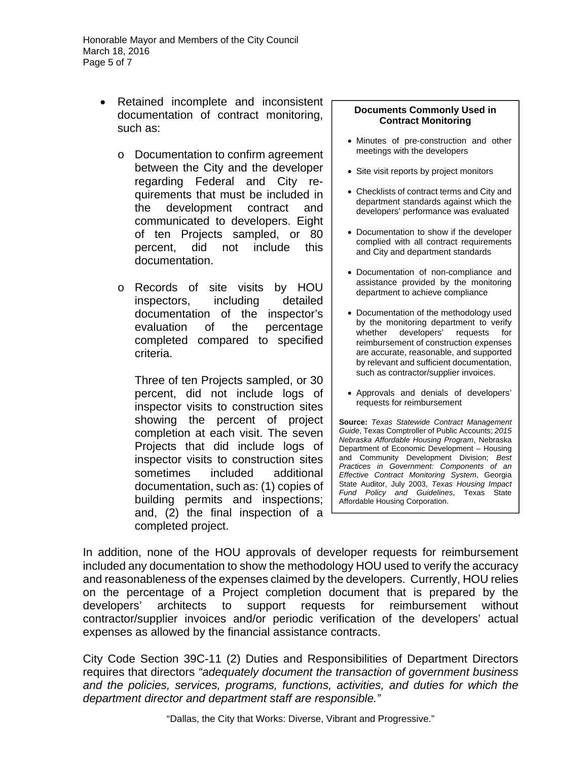- Retained incomplete and inconsistent documentation of contract monitoring, such as:

  - Documentation to confirm agreement between the City and the developer regarding Federal and City requirements that must be included in the development contract and communicated to developers. Eight of ten Projects sampled, or 80 percent, did not include this documentation.

  - Records of site visits by HOU inspectors, including detailed documentation of the inspector's evaluation of the percentage completed compared to specified criteria.

    Three of ten Projects sampled, or 30 percent, did not include logs of inspector visits to construction sites showing the percent of project completion at each visit. The seven Projects that did include logs of inspector visits to construction sites sometimes included additional documentation, such as: (1) copies of building permits and inspections; and, (2) the final inspection of a completed project.

> **Documents Commonly Used in Contract Monitoring**
>
> - Minutes of pre-construction and other meetings with the developers
> - Site visit reports by project monitors
> - Checklists of contract terms and City and department standards against which the developers' performance was evaluated
> - Documentation to show if the developer complied with all contract requirements and City and department standards
> - Documentation of non-compliance and assistance provided by the monitoring department to achieve compliance
> - Documentation of the methodology used by the monitoring department to verify whether developers' requests for reimbursement of construction expenses are accurate, reasonable, and supported by relevant and sufficient documentation, such as contractor/supplier invoices.
> - Approvals and denials of developers' requests for reimbursement
>
> **Source:** *Texas Statewide Contract Management Guide*, Texas Comptroller of Public Accounts; *2015 Nebraska Affordable Housing Program*, Nebraska Department of Economic Development – Housing and Community Development Division; *Best Practices in Government: Components of an Effective Contract Monitoring System*, Georgia State Auditor, July 2003, *Texas Housing Impact Fund Policy and Guidelines*, Texas State Affordable Housing Corporation.

In addition, none of the HOU approvals of developer requests for reimbursement included any documentation to show the methodology HOU used to verify the accuracy and reasonableness of the expenses claimed by the developers. Currently, HOU relies on the percentage of a Project completion document that is prepared by the developers' architects to support requests for reimbursement without contractor/supplier invoices and/or periodic verification of the developers' actual expenses as allowed by the financial assistance contracts.

City Code Section 39C-11 (2) Duties and Responsibilities of Department Directors requires that directors *"adequately document the transaction of government business and the policies, services, programs, functions, activities, and duties for which the department director and department staff are responsible."*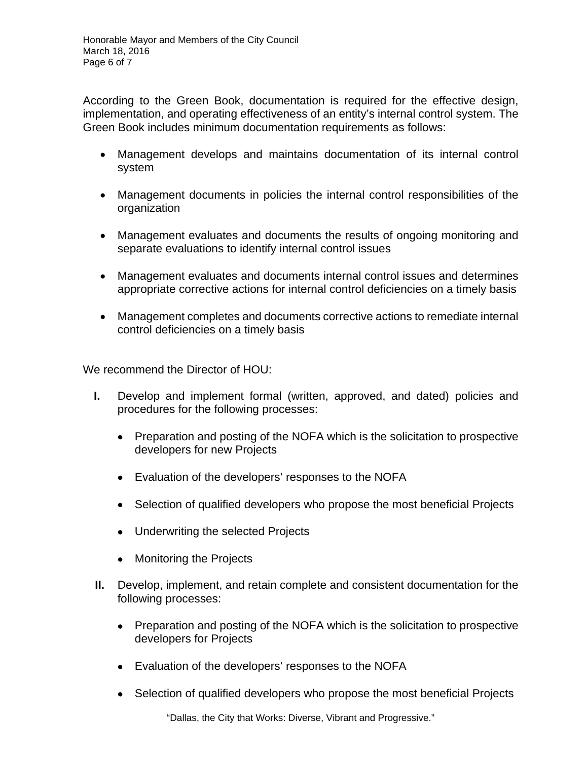According to the Green Book, documentation is required for the effective design, implementation, and operating effectiveness of an entity's internal control system. The Green Book includes minimum documentation requirements as follows:

- Management develops and maintains documentation of its internal control system
- Management documents in policies the internal control responsibilities of the organization
- Management evaluates and documents the results of ongoing monitoring and separate evaluations to identify internal control issues
- Management evaluates and documents internal control issues and determines appropriate corrective actions for internal control deficiencies on a timely basis
- Management completes and documents corrective actions to remediate internal control deficiencies on a timely basis

We recommend the Director of HOU:

**I.** Develop and implement formal (written, approved, and dated) policies and procedures for the following processes:

- Preparation and posting of the NOFA which is the solicitation to prospective developers for new Projects
- Evaluation of the developers' responses to the NOFA
- Selection of qualified developers who propose the most beneficial Projects
- Underwriting the selected Projects
- Monitoring the Projects

**II.** Develop, implement, and retain complete and consistent documentation for the following processes:

- Preparation and posting of the NOFA which is the solicitation to prospective developers for Projects
- Evaluation of the developers' responses to the NOFA
- Selection of qualified developers who propose the most beneficial Projects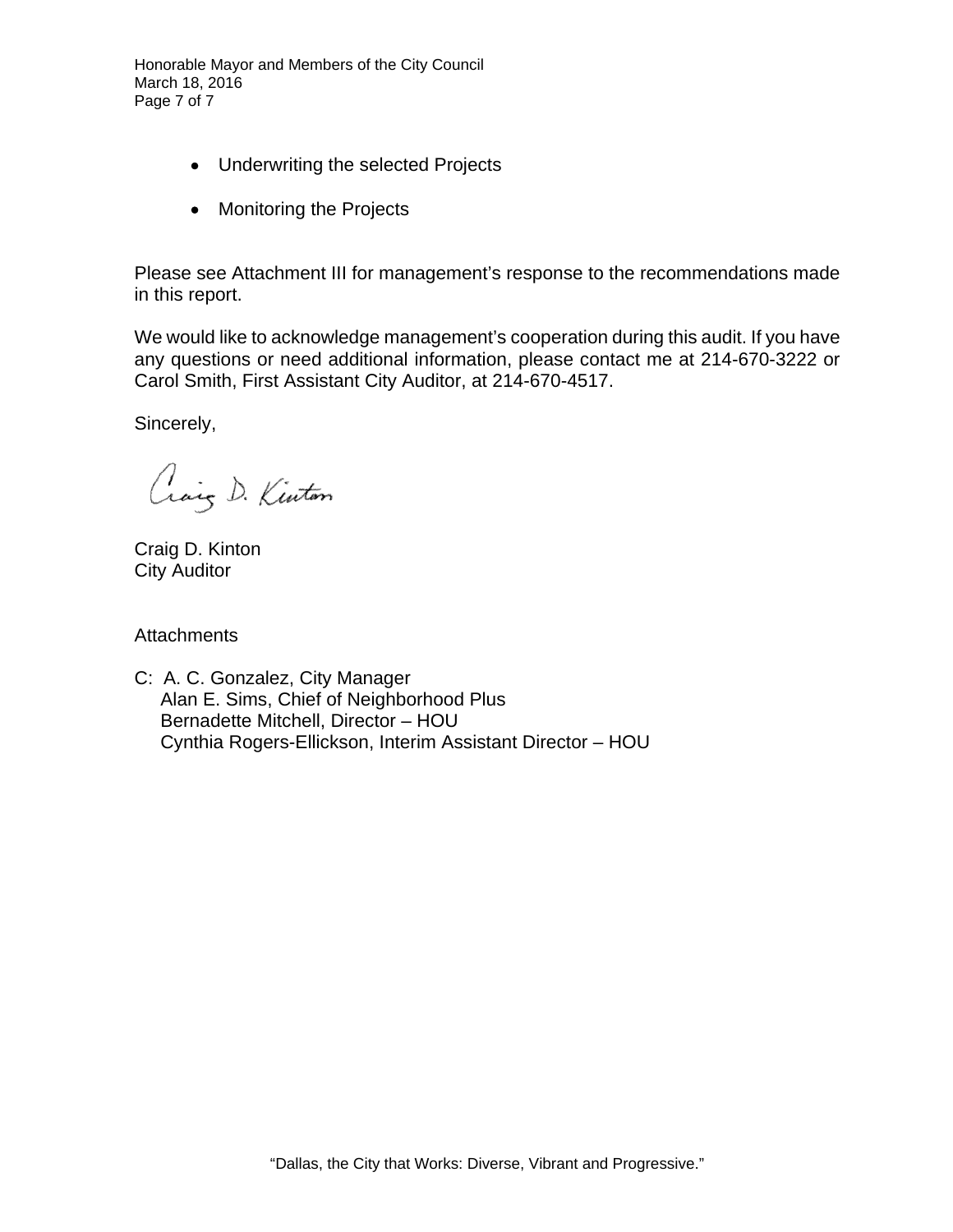- Underwriting the selected Projects

- Monitoring the Projects

Please see Attachment III for management's response to the recommendations made in this report.

We would like to acknowledge management's cooperation during this audit. If you have any questions or need additional information, please contact me at 214-670-3222 or Carol Smith, First Assistant City Auditor, at 214-670-4517.

Sincerely,

Craig D. Kinton

Craig D. Kinton
City Auditor

Attachments

C: A. C. Gonzalez, City Manager
Alan E. Sims, Chief of Neighborhood Plus
Bernadette Mitchell, Director – HOU
Cynthia Rogers-Ellickson, Interim Assistant Director – HOU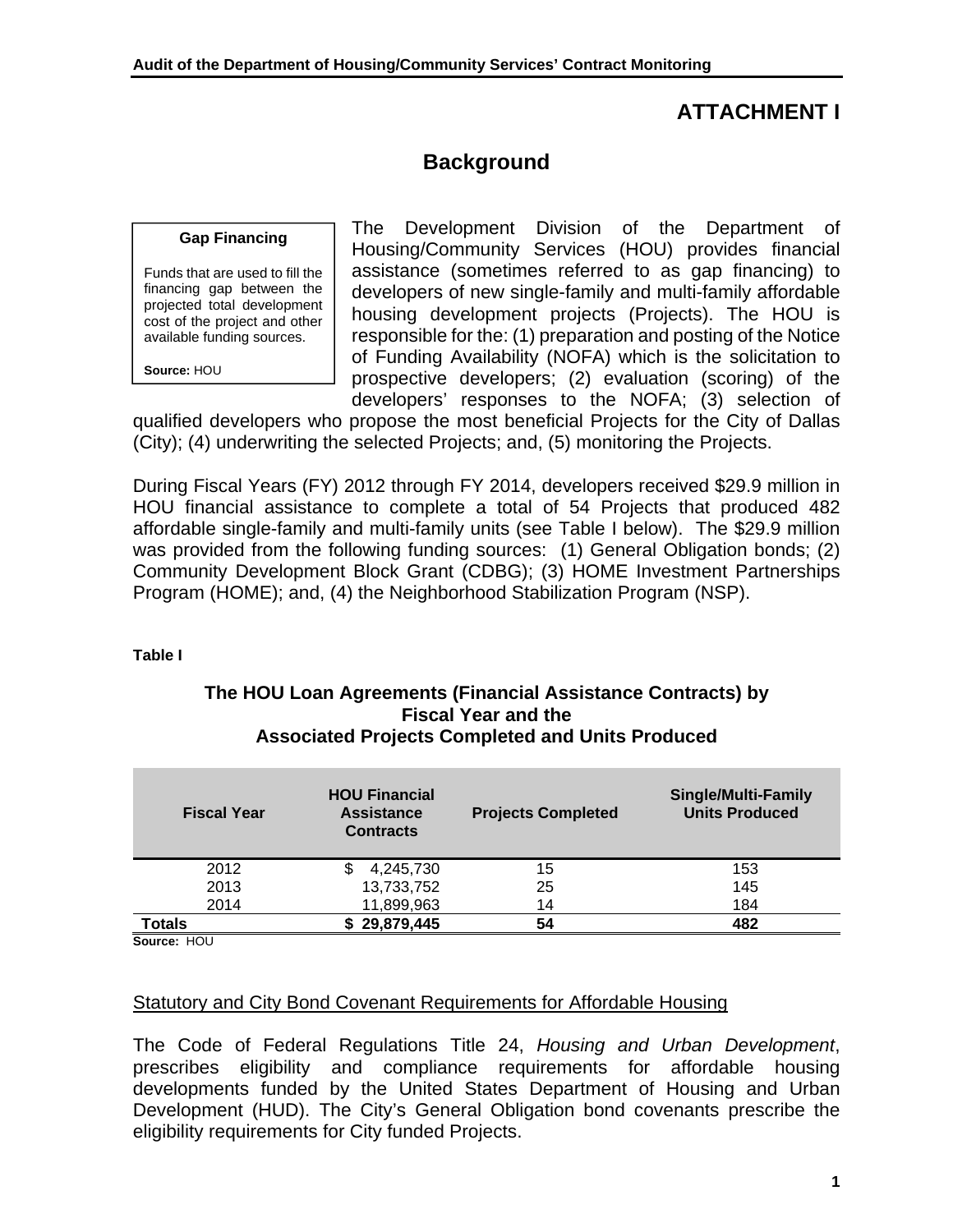# ATTACHMENT I

## Background

> **Gap Financing**
>
> Funds that are used to fill the financing gap between the projected total development cost of the project and other available funding sources.
>
> **Source:** HOU

The Development Division of the Department of Housing/Community Services (HOU) provides financial assistance (sometimes referred to as gap financing) to developers of new single-family and multi-family affordable housing development projects (Projects). The HOU is responsible for the: (1) preparation and posting of the Notice of Funding Availability (NOFA) which is the solicitation to prospective developers; (2) evaluation (scoring) of the developers' responses to the NOFA; (3) selection of qualified developers who propose the most beneficial Projects for the City of Dallas (City); (4) underwriting the selected Projects; and, (5) monitoring the Projects.

During Fiscal Years (FY) 2012 through FY 2014, developers received $29.9 million in HOU financial assistance to complete a total of 54 Projects that produced 482 affordable single-family and multi-family units (see Table I below). The $29.9 million was provided from the following funding sources: (1) General Obligation bonds; (2) Community Development Block Grant (CDBG); (3) HOME Investment Partnerships Program (HOME); and, (4) the Neighborhood Stabilization Program (NSP).

**Table I**

**The HOU Loan Agreements (Financial Assistance Contracts) by Fiscal Year and the Associated Projects Completed and Units Produced**

| Fiscal Year | HOU Financial Assistance Contracts | Projects Completed | Single/Multi-Family Units Produced |
|---|---|---|---|
| 2012 | $ 4,245,730 | 15 | 153 |
| 2013 | 13,733,752 | 25 | 145 |
| 2014 | 11,899,963 | 14 | 184 |
| **Totals** | **$ 29,879,445** | **54** | **482** |

**Source:** HOU

<u>Statutory and City Bond Covenant Requirements for Affordable Housing</u>

The Code of Federal Regulations Title 24, *Housing and Urban Development*, prescribes eligibility and compliance requirements for affordable housing developments funded by the United States Department of Housing and Urban Development (HUD). The City's General Obligation bond covenants prescribe the eligibility requirements for City funded Projects.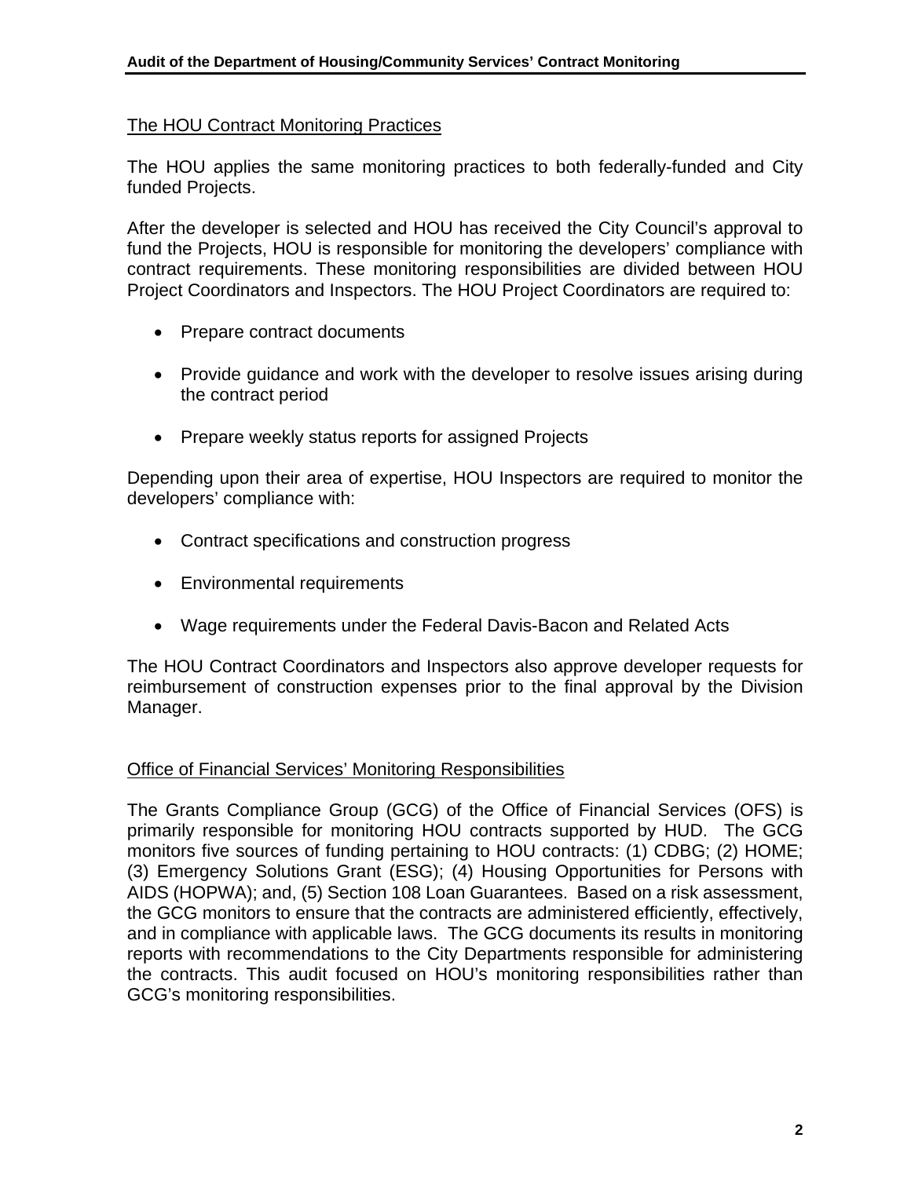## The HOU Contract Monitoring Practices

The HOU applies the same monitoring practices to both federally-funded and City funded Projects.

After the developer is selected and HOU has received the City Council's approval to fund the Projects, HOU is responsible for monitoring the developers' compliance with contract requirements. These monitoring responsibilities are divided between HOU Project Coordinators and Inspectors. The HOU Project Coordinators are required to:

- Prepare contract documents
- Provide guidance and work with the developer to resolve issues arising during the contract period
- Prepare weekly status reports for assigned Projects

Depending upon their area of expertise, HOU Inspectors are required to monitor the developers' compliance with:

- Contract specifications and construction progress
- Environmental requirements
- Wage requirements under the Federal Davis-Bacon and Related Acts

The HOU Contract Coordinators and Inspectors also approve developer requests for reimbursement of construction expenses prior to the final approval by the Division Manager.

## Office of Financial Services' Monitoring Responsibilities

The Grants Compliance Group (GCG) of the Office of Financial Services (OFS) is primarily responsible for monitoring HOU contracts supported by HUD. The GCG monitors five sources of funding pertaining to HOU contracts: (1) CDBG; (2) HOME; (3) Emergency Solutions Grant (ESG); (4) Housing Opportunities for Persons with AIDS (HOPWA); and, (5) Section 108 Loan Guarantees. Based on a risk assessment, the GCG monitors to ensure that the contracts are administered efficiently, effectively, and in compliance with applicable laws. The GCG documents its results in monitoring reports with recommendations to the City Departments responsible for administering the contracts. This audit focused on HOU's monitoring responsibilities rather than GCG's monitoring responsibilities.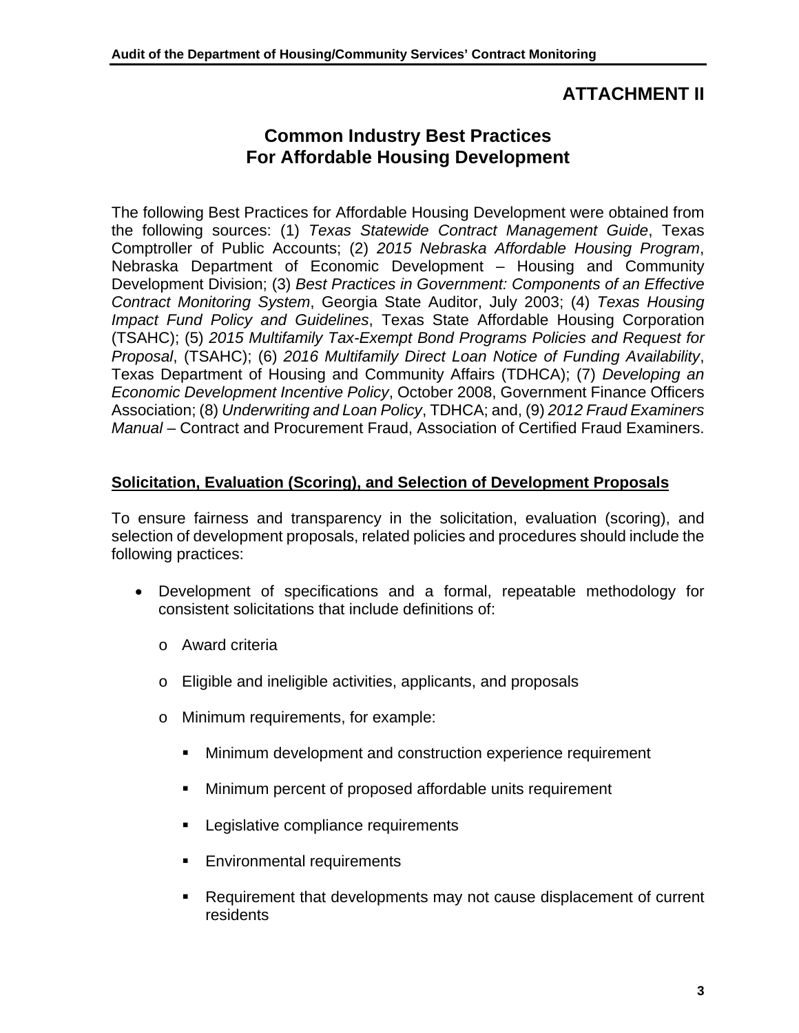# ATTACHMENT II

## Common Industry Best Practices For Affordable Housing Development

The following Best Practices for Affordable Housing Development were obtained from the following sources: (1) *Texas Statewide Contract Management Guide*, Texas Comptroller of Public Accounts; (2) *2015 Nebraska Affordable Housing Program*, Nebraska Department of Economic Development – Housing and Community Development Division; (3) *Best Practices in Government: Components of an Effective Contract Monitoring System*, Georgia State Auditor, July 2003; (4) *Texas Housing Impact Fund Policy and Guidelines*, Texas State Affordable Housing Corporation (TSAHC); (5) *2015 Multifamily Tax-Exempt Bond Programs Policies and Request for Proposal*, (TSAHC); (6) *2016 Multifamily Direct Loan Notice of Funding Availability*, Texas Department of Housing and Community Affairs (TDHCA); (7) *Developing an Economic Development Incentive Policy*, October 2008, Government Finance Officers Association; (8) *Underwriting and Loan Policy*, TDHCA; and, (9) *2012 Fraud Examiners Manual* – Contract and Procurement Fraud, Association of Certified Fraud Examiners.

**<u>Solicitation, Evaluation (Scoring), and Selection of Development Proposals</u>**

To ensure fairness and transparency in the solicitation, evaluation (scoring), and selection of development proposals, related policies and procedures should include the following practices:

- Development of specifications and a formal, repeatable methodology for consistent solicitations that include definitions of:
  - Award criteria
  - Eligible and ineligible activities, applicants, and proposals
  - Minimum requirements, for example:
    - Minimum development and construction experience requirement
    - Minimum percent of proposed affordable units requirement
    - Legislative compliance requirements
    - Environmental requirements
    - Requirement that developments may not cause displacement of current residents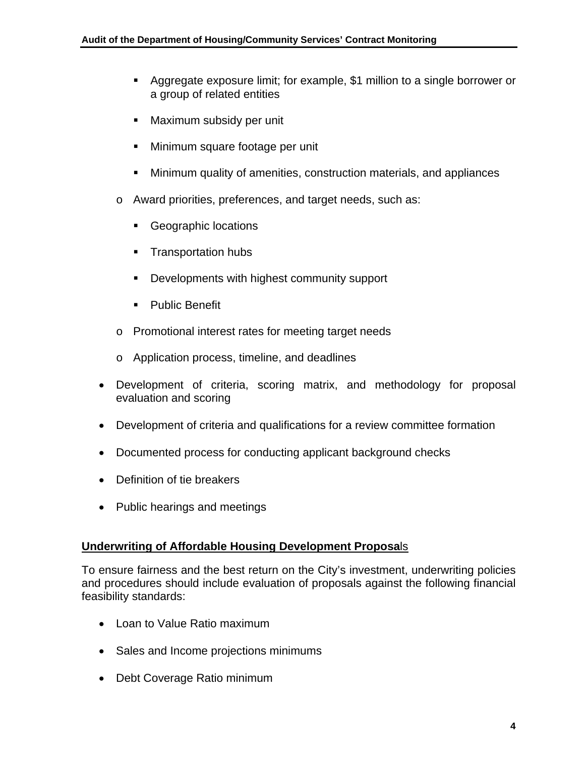- Aggregate exposure limit; for example, $1 million to a single borrower or a group of related entities
        - Maximum subsidy per unit
        - Minimum square footage per unit
        - Minimum quality of amenities, construction materials, and appliances
    - Award priorities, preferences, and target needs, such as:
        - Geographic locations
        - Transportation hubs
        - Developments with highest community support
        - Public Benefit
    - Promotional interest rates for meeting target needs
    - Application process, timeline, and deadlines
- Development of criteria, scoring matrix, and methodology for proposal evaluation and scoring
- Development of criteria and qualifications for a review committee formation
- Documented process for conducting applicant background checks
- Definition of tie breakers
- Public hearings and meetings

**Underwriting of Affordable Housing Development Proposals**

To ensure fairness and the best return on the City's investment, underwriting policies and procedures should include evaluation of proposals against the following financial feasibility standards:

- Loan to Value Ratio maximum
- Sales and Income projections minimums
- Debt Coverage Ratio minimum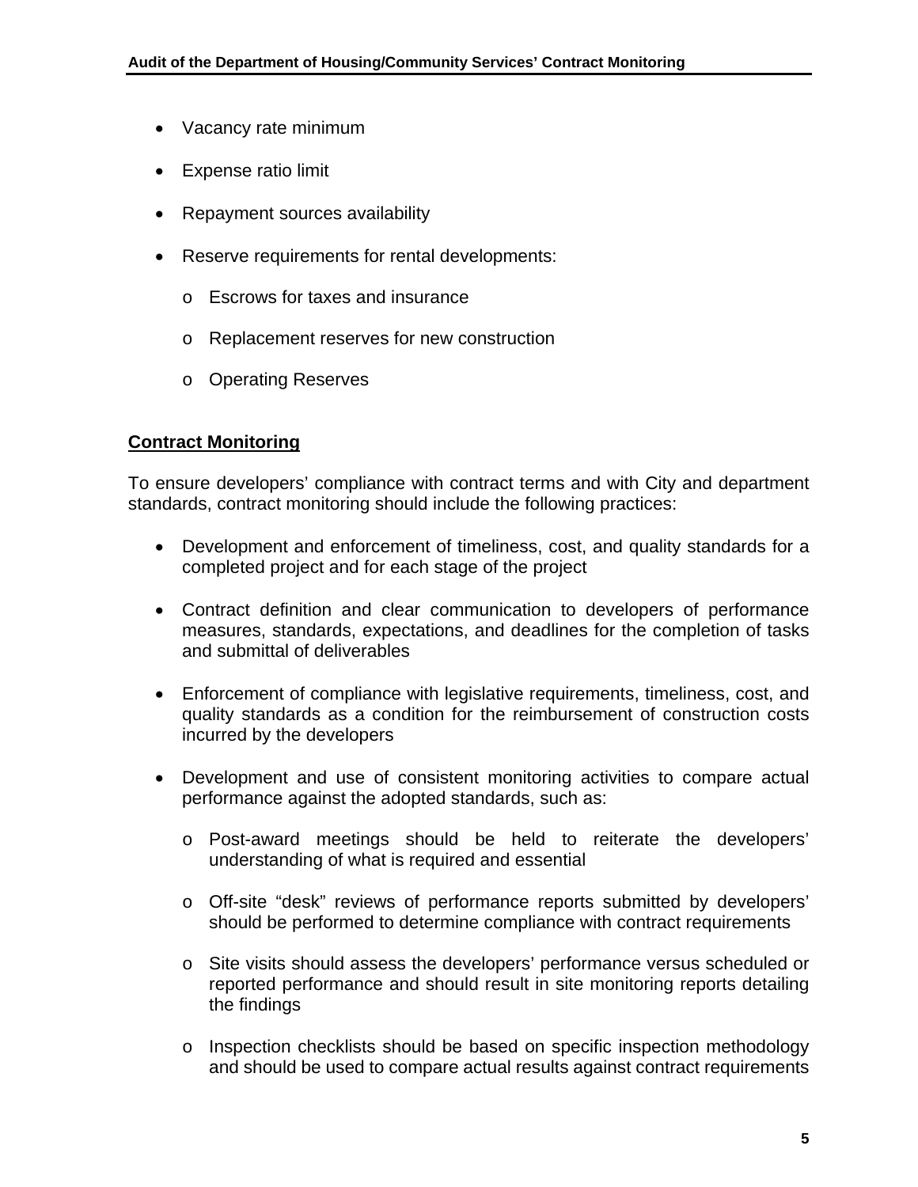- Vacancy rate minimum
- Expense ratio limit
- Repayment sources availability
- Reserve requirements for rental developments:
    - Escrows for taxes and insurance
    - Replacement reserves for new construction
    - Operating Reserves

**<u>Contract Monitoring</u>**

To ensure developers' compliance with contract terms and with City and department standards, contract monitoring should include the following practices:

- Development and enforcement of timeliness, cost, and quality standards for a completed project and for each stage of the project
- Contract definition and clear communication to developers of performance measures, standards, expectations, and deadlines for the completion of tasks and submittal of deliverables
- Enforcement of compliance with legislative requirements, timeliness, cost, and quality standards as a condition for the reimbursement of construction costs incurred by the developers
- Development and use of consistent monitoring activities to compare actual performance against the adopted standards, such as:
    - Post-award meetings should be held to reiterate the developers' understanding of what is required and essential
    - Off-site "desk" reviews of performance reports submitted by developers' should be performed to determine compliance with contract requirements
    - Site visits should assess the developers' performance versus scheduled or reported performance and should result in site monitoring reports detailing the findings
    - Inspection checklists should be based on specific inspection methodology and should be used to compare actual results against contract requirements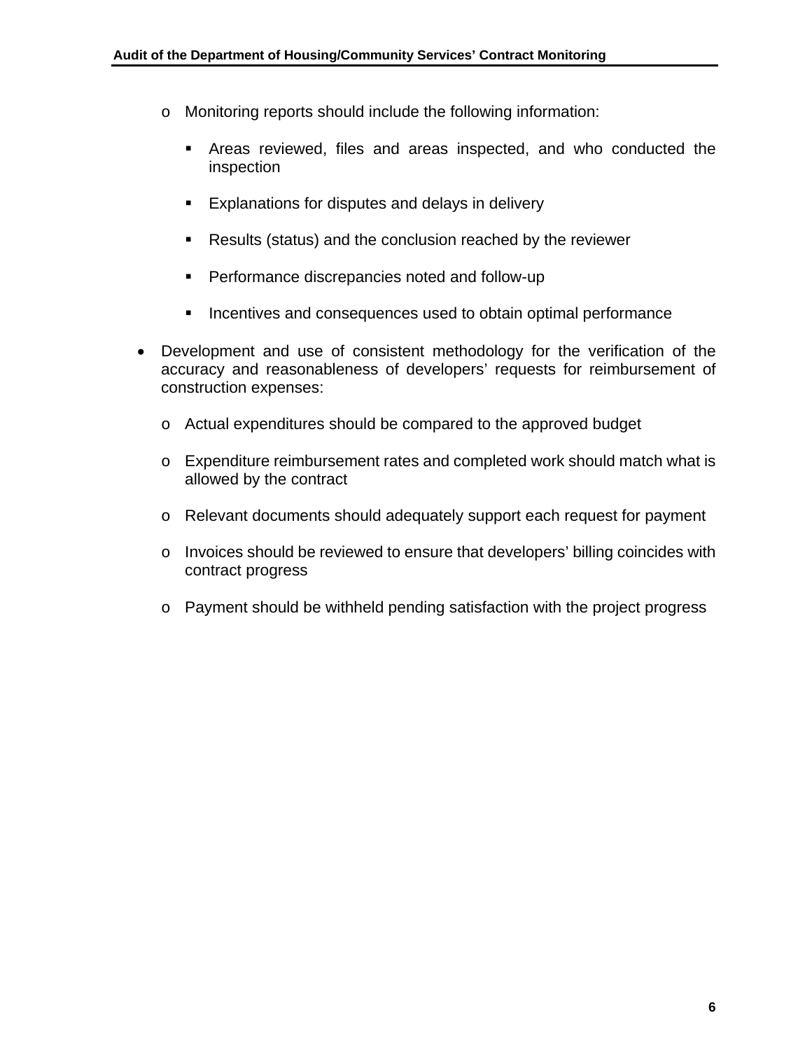- Monitoring reports should include the following information:
        - Areas reviewed, files and areas inspected, and who conducted the inspection
        - Explanations for disputes and delays in delivery
        - Results (status) and the conclusion reached by the reviewer
        - Performance discrepancies noted and follow-up
        - Incentives and consequences used to obtain optimal performance

- Development and use of consistent methodology for the verification of the accuracy and reasonableness of developers' requests for reimbursement of construction expenses:
    - Actual expenditures should be compared to the approved budget
    - Expenditure reimbursement rates and completed work should match what is allowed by the contract
    - Relevant documents should adequately support each request for payment
    - Invoices should be reviewed to ensure that developers' billing coincides with contract progress
    - Payment should be withheld pending satisfaction with the project progress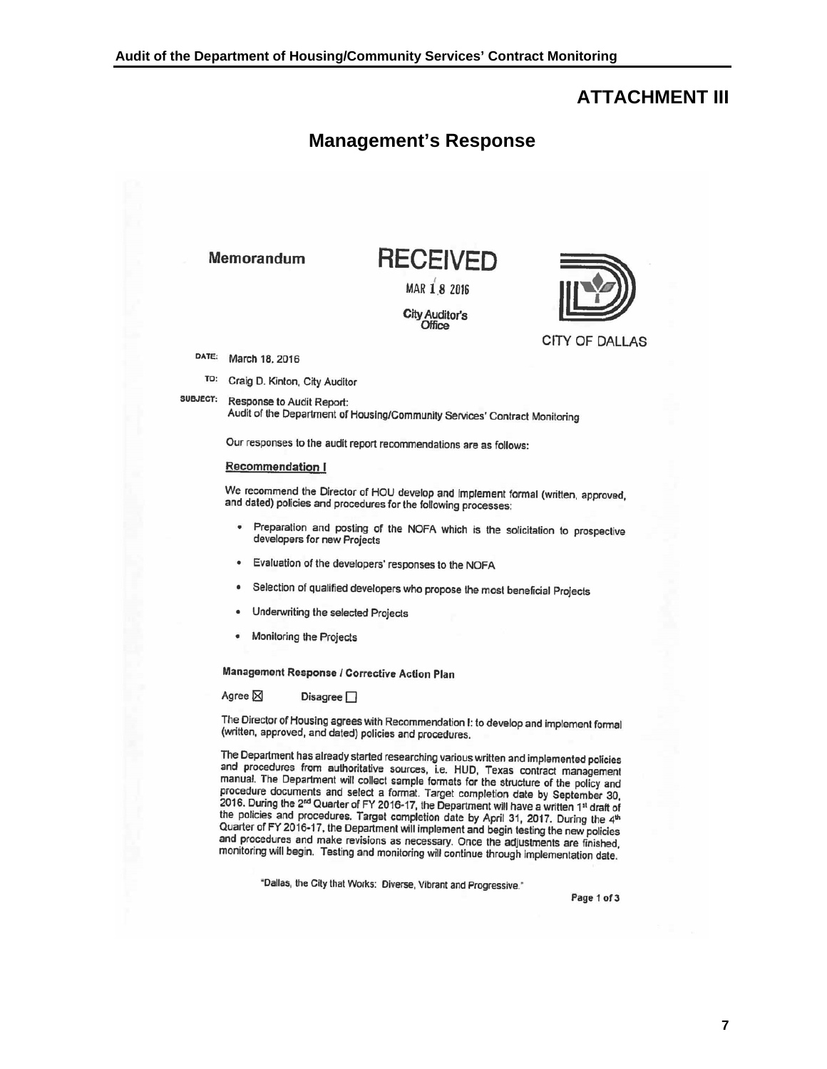# ATTACHMENT III

## Management's Response

**Memorandum**

**RECEIVED**

MAR 18 2016

City Auditor's Office

CITY OF DALLAS

DATE: March 18, 2016

TO: Craig D. Kinton, City Auditor

SUBJECT: Response to Audit Report:
Audit of the Department of Housing/Community Services' Contract Monitoring

Our responses to the audit report recommendations are as follows:

**Recommendation I**

We recommend the Director of HOU develop and implement formal (written, approved, and dated) policies and procedures for the following processes:

- Preparation and posting of the NOFA which is the solicitation to prospective developers for new Projects
- Evaluation of the developers' responses to the NOFA
- Selection of qualified developers who propose the most beneficial Projects
- Underwriting the selected Projects
- Monitoring the Projects

**Management Response / Corrective Action Plan**

Agree ☒ Disagree ☐

The Director of Housing agrees with Recommendation I: to develop and implement formal (written, approved, and dated) policies and procedures.

The Department has already started researching various written and implemented policies and procedures from authoritative sources, i.e. HUD, Texas contract management manual. The Department will collect sample formats for the structure of the policy and procedure documents and select a format. Target completion date by September 30, 2016. During the 2nd Quarter of FY 2016-17, the Department will have a written 1st draft of the policies and procedures. Target completion date by April 31, 2017. During the 4th Quarter of FY 2016-17, the Department will implement and begin testing the new policies and procedures and make revisions as necessary. Once the adjustments are finished, monitoring will begin. Testing and monitoring will continue through implementation date.

"Dallas, the City that Works: Diverse, Vibrant and Progressive."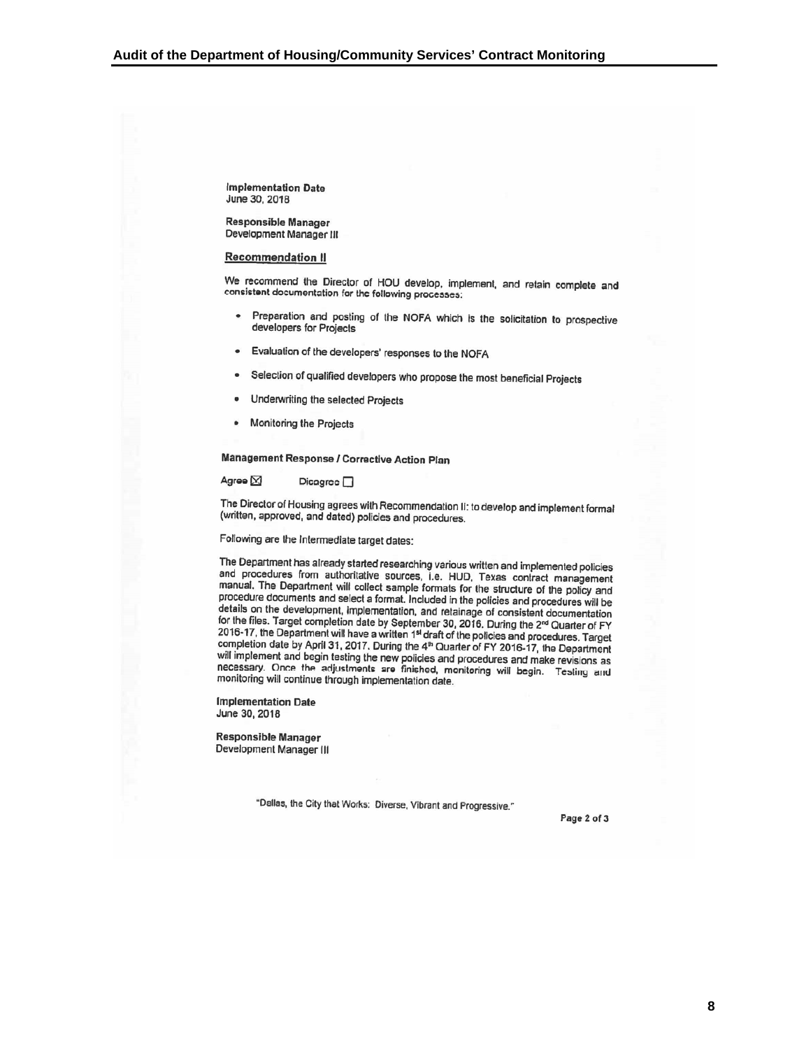**Implementation Date**
June 30, 2018

**Responsible Manager**
Development Manager III

**Recommendation II**

We recommend the Director of HOU develop, implement, and retain complete and consistent documentation for the following processes:

- Preparation and posting of the NOFA which is the solicitation to prospective developers for Projects
- Evaluation of the developers' responses to the NOFA
- Selection of qualified developers who propose the most beneficial Projects
- Underwriting the selected Projects
- Monitoring the Projects

**Management Response / Corrective Action Plan**

Agree ☒ Disagree ☐

The Director of Housing agrees with Recommendation II: to develop and implement formal (written, approved, and dated) policies and procedures.

Following are the Intermediate target dates:

The Department has already started researching various written and implemented policies and procedures from authoritative sources, i.e. HUD, Texas contract management manual. The Department will collect sample formats for the structure of the policy and procedure documents and select a format. Included in the policies and procedures will be details on the development, implementation, and retainage of consistent documentation for the files. Target completion date by September 30, 2016. During the 2nd Quarter of FY 2016-17, the Department will have a written 1st draft of the policies and procedures. Target completion date by April 31, 2017. During the 4th Quarter of FY 2016-17, the Department will implement and begin testing the new policies and procedures and make revisions as necessary. Once the adjustments are finished, monitoring will begin. Testing and monitoring will continue through implementation date.

**Implementation Date**
June 30, 2018

**Responsible Manager**
Development Manager III

"Dallas, the City that Works: Diverse, Vibrant and Progressive."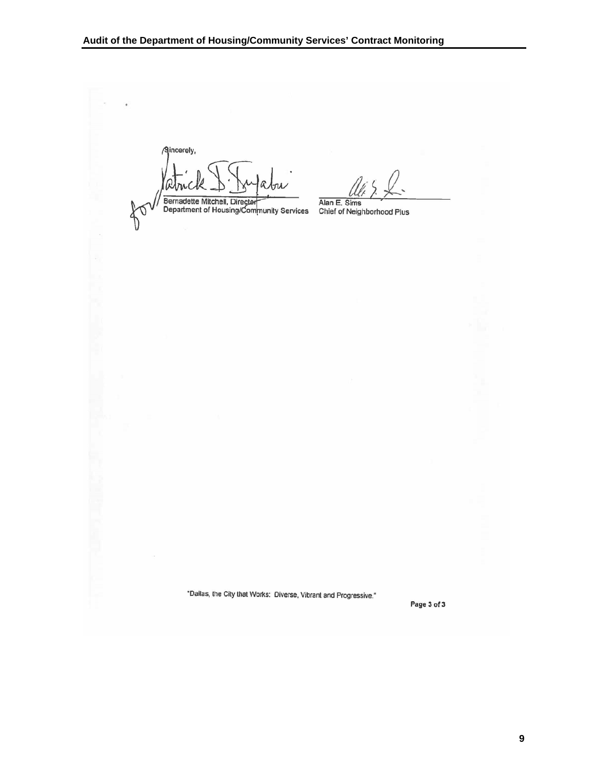Sincerely,

for Bernadette Mitchell, Director
Department of Housing/Community Services

Alan E. Sims
Chief of Neighborhood Plus

"Dallas, the City that Works: Diverse, Vibrant and Progressive."